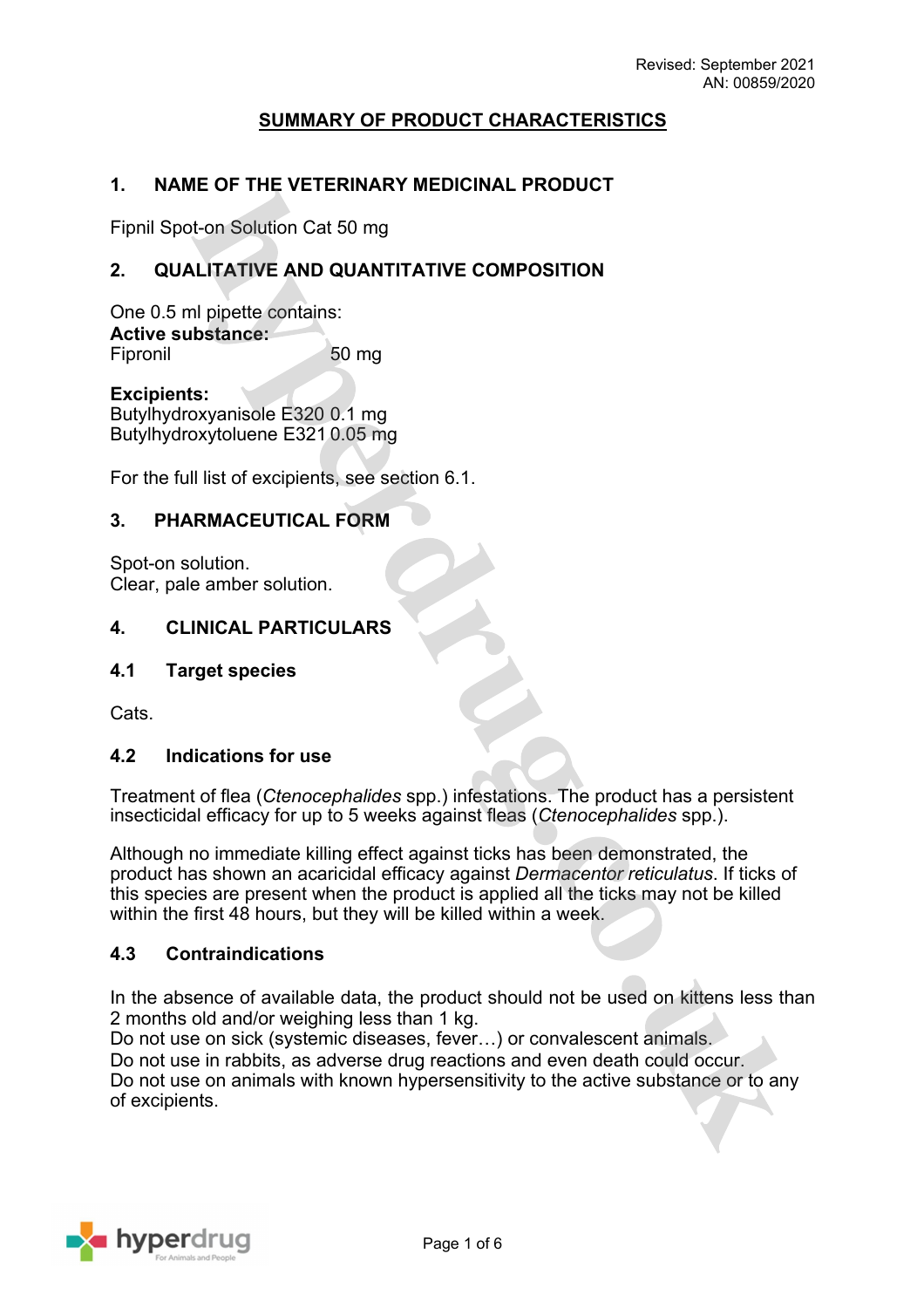Revised: September 2021
AN: 00859/2020

# SUMMARY OF PRODUCT CHARACTERISTICS

## 1. NAME OF THE VETERINARY MEDICINAL PRODUCT

Fipnil Spot-on Solution Cat 50 mg

## 2. QUALITATIVE AND QUANTITATIVE COMPOSITION

One 0.5 ml pipette contains:
**Active substance:**
Fipronil 50 mg

**Excipients:**
Butylhydroxyanisole E320 0.1 mg
Butylhydroxytoluene E321 0.05 mg

For the full list of excipients, see section 6.1.

## 3. PHARMACEUTICAL FORM

Spot-on solution.
Clear, pale amber solution.

## 4. CLINICAL PARTICULARS

### 4.1 Target species

Cats.

### 4.2 Indications for use

Treatment of flea (*Ctenocephalides* spp.) infestations. The product has a persistent insecticidal efficacy for up to 5 weeks against fleas (*Ctenocephalides* spp.).

Although no immediate killing effect against ticks has been demonstrated, the product has shown an acaricidal efficacy against *Dermacentor reticulatus*. If ticks of this species are present when the product is applied all the ticks may not be killed within the first 48 hours, but they will be killed within a week.

### 4.3 Contraindications

In the absence of available data, the product should not be used on kittens less than 2 months old and/or weighing less than 1 kg.
Do not use on sick (systemic diseases, fever…) or convalescent animals.
Do not use in rabbits, as adverse drug reactions and even death could occur.
Do not use on animals with known hypersensitivity to the active substance or to any of excipients.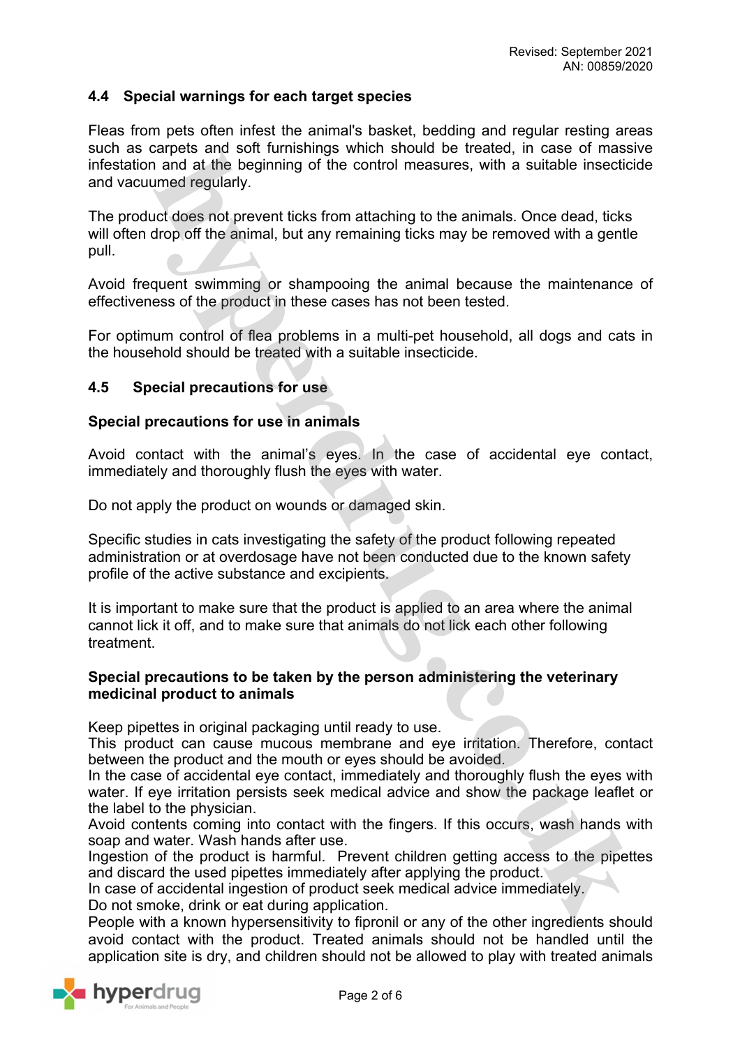## 4.4 Special warnings for each target species

Fleas from pets often infest the animal's basket, bedding and regular resting areas such as carpets and soft furnishings which should be treated, in case of massive infestation and at the beginning of the control measures, with a suitable insecticide and vacuumed regularly.

The product does not prevent ticks from attaching to the animals. Once dead, ticks will often drop off the animal, but any remaining ticks may be removed with a gentle pull.

Avoid frequent swimming or shampooing the animal because the maintenance of effectiveness of the product in these cases has not been tested.

For optimum control of flea problems in a multi-pet household, all dogs and cats in the household should be treated with a suitable insecticide.

## 4.5 Special precautions for use

**Special precautions for use in animals**

Avoid contact with the animal's eyes. In the case of accidental eye contact, immediately and thoroughly flush the eyes with water.

Do not apply the product on wounds or damaged skin.

Specific studies in cats investigating the safety of the product following repeated administration or at overdosage have not been conducted due to the known safety profile of the active substance and excipients.

It is important to make sure that the product is applied to an area where the animal cannot lick it off, and to make sure that animals do not lick each other following treatment.

**Special precautions to be taken by the person administering the veterinary medicinal product to animals**

Keep pipettes in original packaging until ready to use.
This product can cause mucous membrane and eye irritation. Therefore, contact between the product and the mouth or eyes should be avoided.
In the case of accidental eye contact, immediately and thoroughly flush the eyes with water. If eye irritation persists seek medical advice and show the package leaflet or the label to the physician.
Avoid contents coming into contact with the fingers. If this occurs, wash hands with soap and water. Wash hands after use.
Ingestion of the product is harmful. Prevent children getting access to the pipettes and discard the used pipettes immediately after applying the product.
In case of accidental ingestion of product seek medical advice immediately.
Do not smoke, drink or eat during application.
People with a known hypersensitivity to fipronil or any of the other ingredients should avoid contact with the product. Treated animals should not be handled until the application site is dry, and children should not be allowed to play with treated animals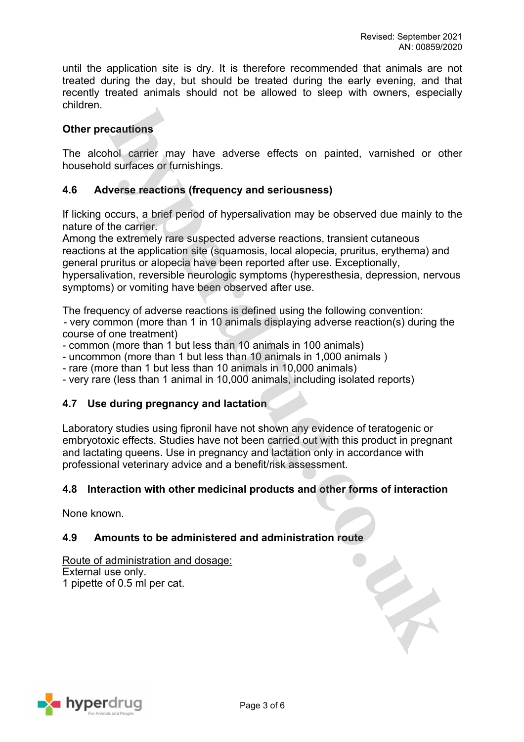until the application site is dry. It is therefore recommended that animals are not treated during the day, but should be treated during the early evening, and that recently treated animals should not be allowed to sleep with owners, especially children.

**Other precautions**

The alcohol carrier may have adverse effects on painted, varnished or other household surfaces or furnishings.

### 4.6 Adverse reactions (frequency and seriousness)

If licking occurs, a brief period of hypersalivation may be observed due mainly to the nature of the carrier.
Among the extremely rare suspected adverse reactions, transient cutaneous reactions at the application site (squamosis, local alopecia, pruritus, erythema) and general pruritus or alopecia have been reported after use. Exceptionally, hypersalivation, reversible neurologic symptoms (hyperesthesia, depression, nervous symptoms) or vomiting have been observed after use.

The frequency of adverse reactions is defined using the following convention:
- very common (more than 1 in 10 animals displaying adverse reaction(s) during the course of one treatment)
- common (more than 1 but less than 10 animals in 100 animals)
- uncommon (more than 1 but less than 10 animals in 1,000 animals )
- rare (more than 1 but less than 10 animals in 10,000 animals)
- very rare (less than 1 animal in 10,000 animals, including isolated reports)

### 4.7 Use during pregnancy and lactation

Laboratory studies using fipronil have not shown any evidence of teratogenic or embryotoxic effects. Studies have not been carried out with this product in pregnant and lactating queens. Use in pregnancy and lactation only in accordance with professional veterinary advice and a benefit/risk assessment.

### 4.8 Interaction with other medicinal products and other forms of interaction

None known.

### 4.9 Amounts to be administered and administration route

Route of administration and dosage:
External use only.
1 pipette of 0.5 ml per cat.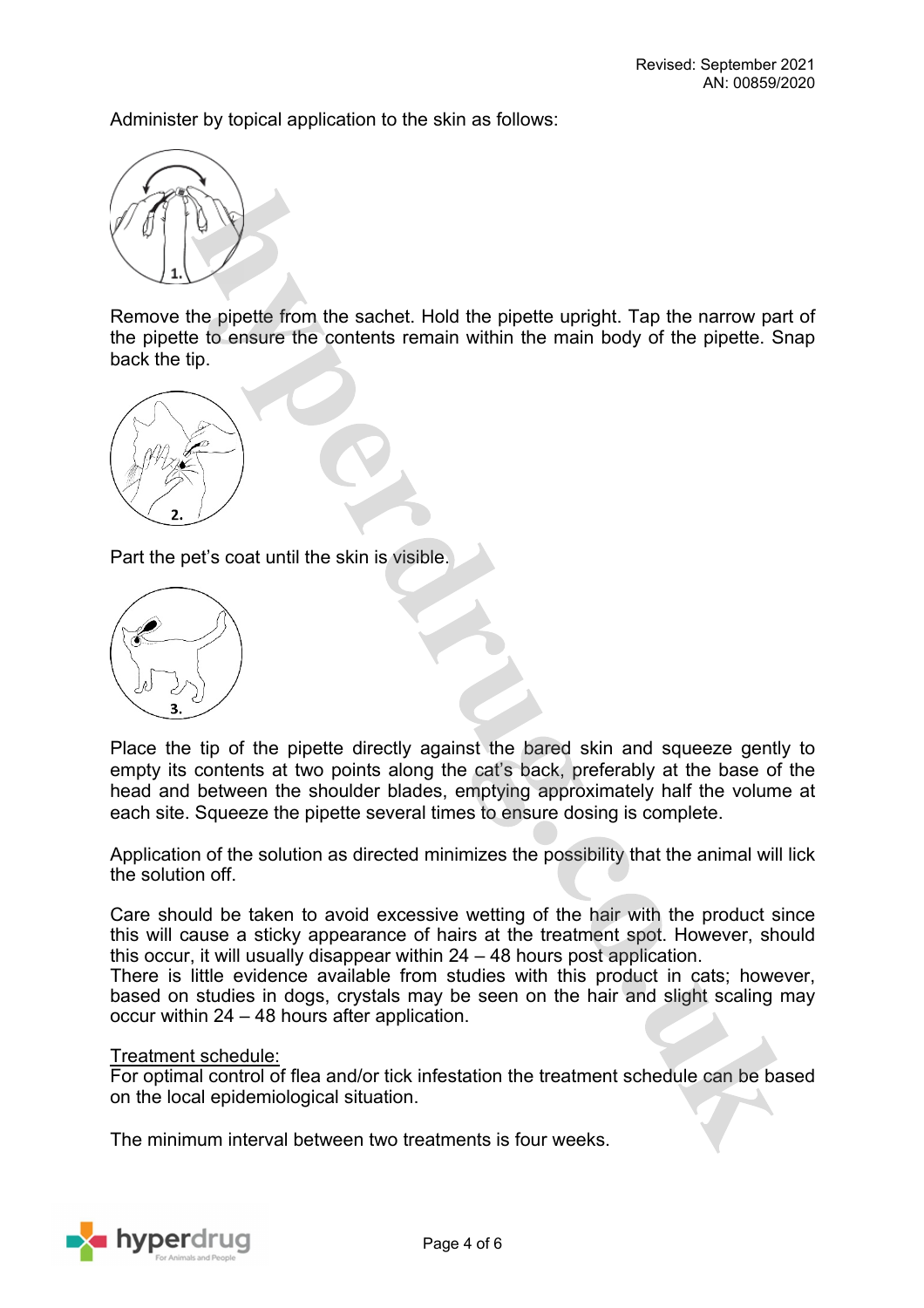Administer by topical application to the skin as follows:

Remove the pipette from the sachet. Hold the pipette upright. Tap the narrow part of the pipette to ensure the contents remain within the main body of the pipette. Snap back the tip.

Part the pet's coat until the skin is visible.

Place the tip of the pipette directly against the bared skin and squeeze gently to empty its contents at two points along the cat's back, preferably at the base of the head and between the shoulder blades, emptying approximately half the volume at each site. Squeeze the pipette several times to ensure dosing is complete.

Application of the solution as directed minimizes the possibility that the animal will lick the solution off.

Care should be taken to avoid excessive wetting of the hair with the product since this will cause a sticky appearance of hairs at the treatment spot. However, should this occur, it will usually disappear within 24 – 48 hours post application.
There is little evidence available from studies with this product in cats; however, based on studies in dogs, crystals may be seen on the hair and slight scaling may occur within 24 – 48 hours after application.

<u>Treatment schedule:</u>
For optimal control of flea and/or tick infestation the treatment schedule can be based on the local epidemiological situation.

The minimum interval between two treatments is four weeks.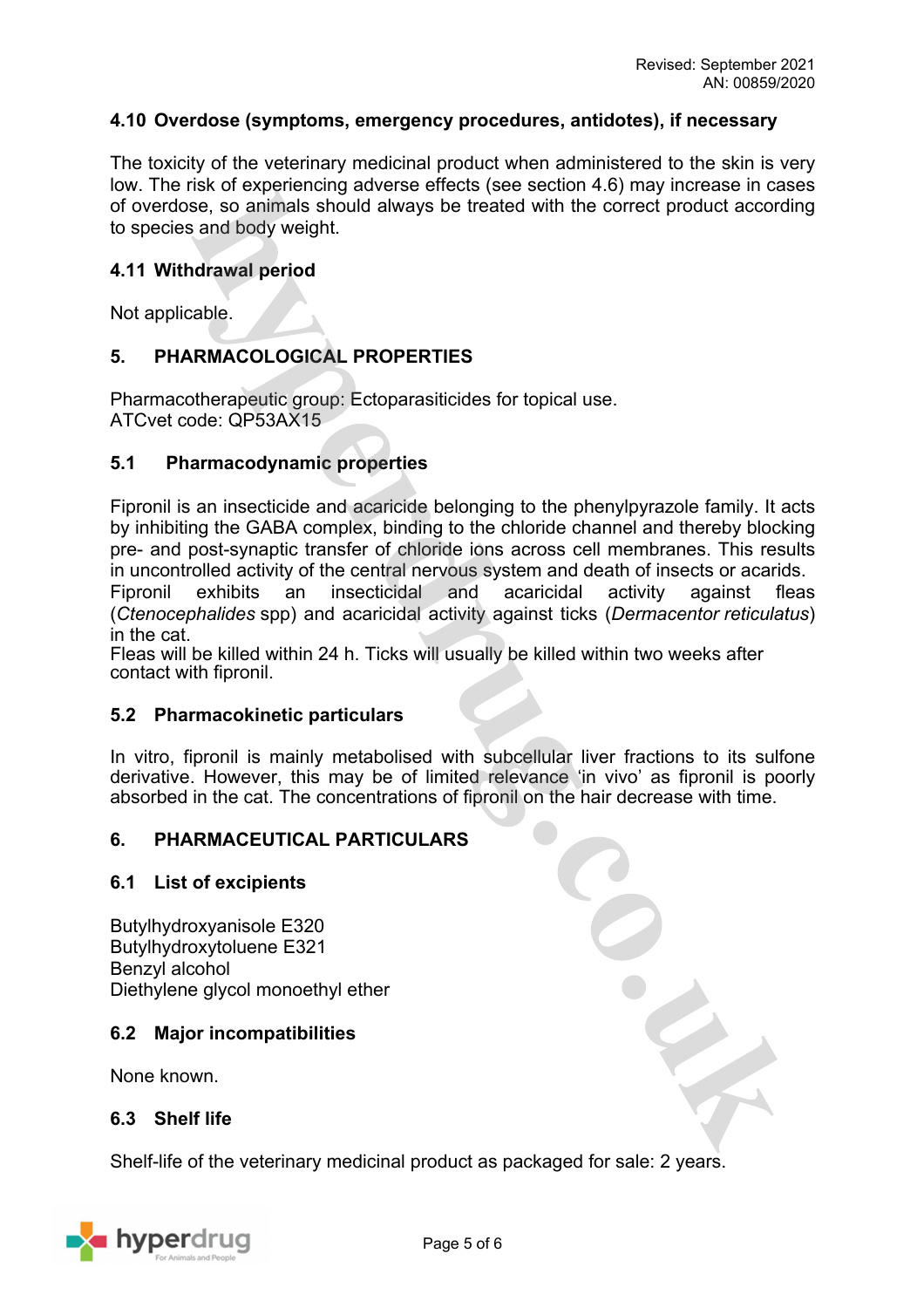### 4.10 Overdose (symptoms, emergency procedures, antidotes), if necessary

The toxicity of the veterinary medicinal product when administered to the skin is very low. The risk of experiencing adverse effects (see section 4.6) may increase in cases of overdose, so animals should always be treated with the correct product according to species and body weight.

### 4.11 Withdrawal period

Not applicable.

## 5. PHARMACOLOGICAL PROPERTIES

Pharmacotherapeutic group: Ectoparasiticides for topical use.
ATCvet code: QP53AX15

### 5.1 Pharmacodynamic properties

Fipronil is an insecticide and acaricide belonging to the phenylpyrazole family. It acts by inhibiting the GABA complex, binding to the chloride channel and thereby blocking pre- and post-synaptic transfer of chloride ions across cell membranes. This results in uncontrolled activity of the central nervous system and death of insects or acarids.
Fipronil exhibits an insecticidal and acaricidal activity against fleas (*Ctenocephalides* spp) and acaricidal activity against ticks (*Dermacentor reticulatus*) in the cat.
Fleas will be killed within 24 h. Ticks will usually be killed within two weeks after contact with fipronil.

### 5.2 Pharmacokinetic particulars

In vitro, fipronil is mainly metabolised with subcellular liver fractions to its sulfone derivative. However, this may be of limited relevance 'in vivo' as fipronil is poorly absorbed in the cat. The concentrations of fipronil on the hair decrease with time.

## 6. PHARMACEUTICAL PARTICULARS

### 6.1 List of excipients

Butylhydroxyanisole E320
Butylhydroxytoluene E321
Benzyl alcohol
Diethylene glycol monoethyl ether

### 6.2 Major incompatibilities

None known.

### 6.3 Shelf life

Shelf-life of the veterinary medicinal product as packaged for sale: 2 years.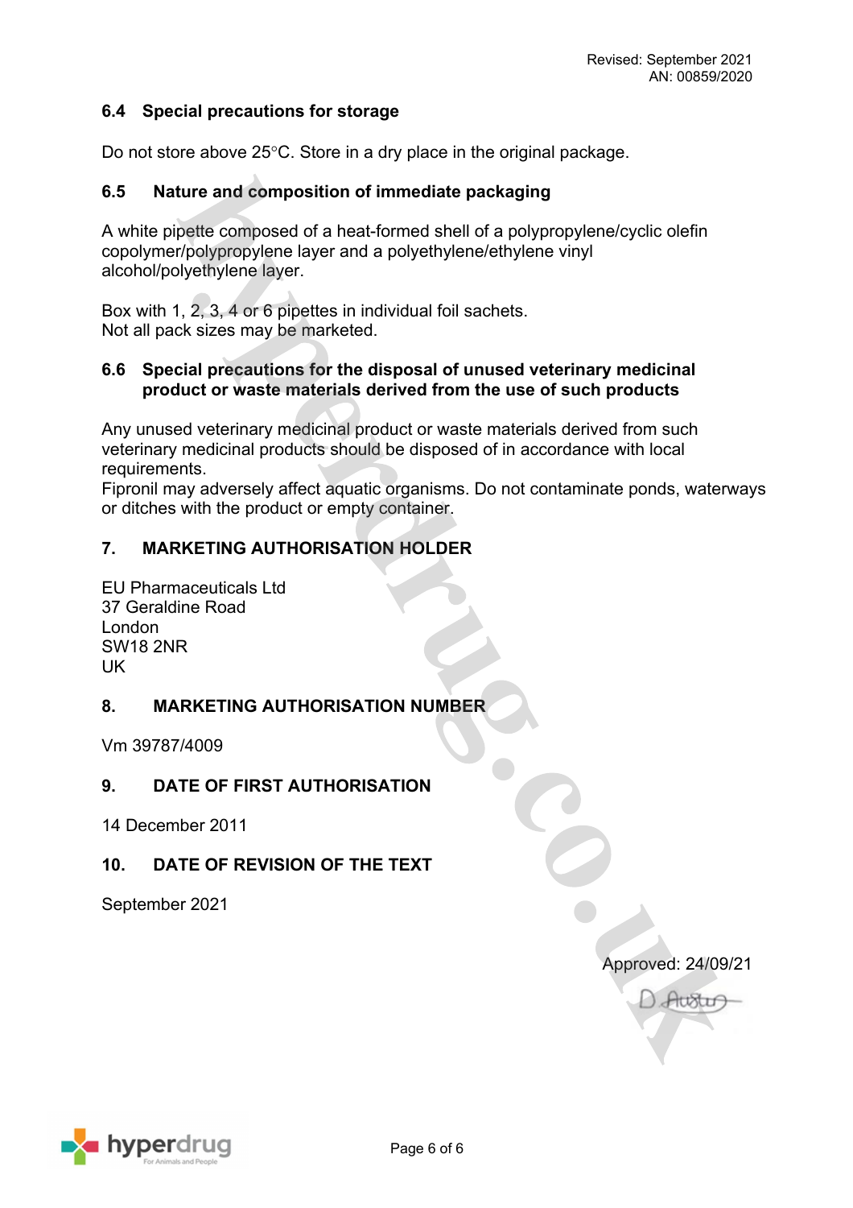### 6.4 Special precautions for storage

Do not store above 25°C. Store in a dry place in the original package.

### 6.5 Nature and composition of immediate packaging

A white pipette composed of a heat-formed shell of a polypropylene/cyclic olefin copolymer/polypropylene layer and a polyethylene/ethylene vinyl alcohol/polyethylene layer.

Box with 1, 2, 3, 4 or 6 pipettes in individual foil sachets.
Not all pack sizes may be marketed.

### 6.6 Special precautions for the disposal of unused veterinary medicinal product or waste materials derived from the use of such products

Any unused veterinary medicinal product or waste materials derived from such veterinary medicinal products should be disposed of in accordance with local requirements.
Fipronil may adversely affect aquatic organisms. Do not contaminate ponds, waterways or ditches with the product or empty container.

## 7. MARKETING AUTHORISATION HOLDER

EU Pharmaceuticals Ltd
37 Geraldine Road
London
SW18 2NR
UK

## 8. MARKETING AUTHORISATION NUMBER

Vm 39787/4009

## 9. DATE OF FIRST AUTHORISATION

14 December 2011

## 10. DATE OF REVISION OF THE TEXT

September 2021

Approved: 24/09/21

D Austin